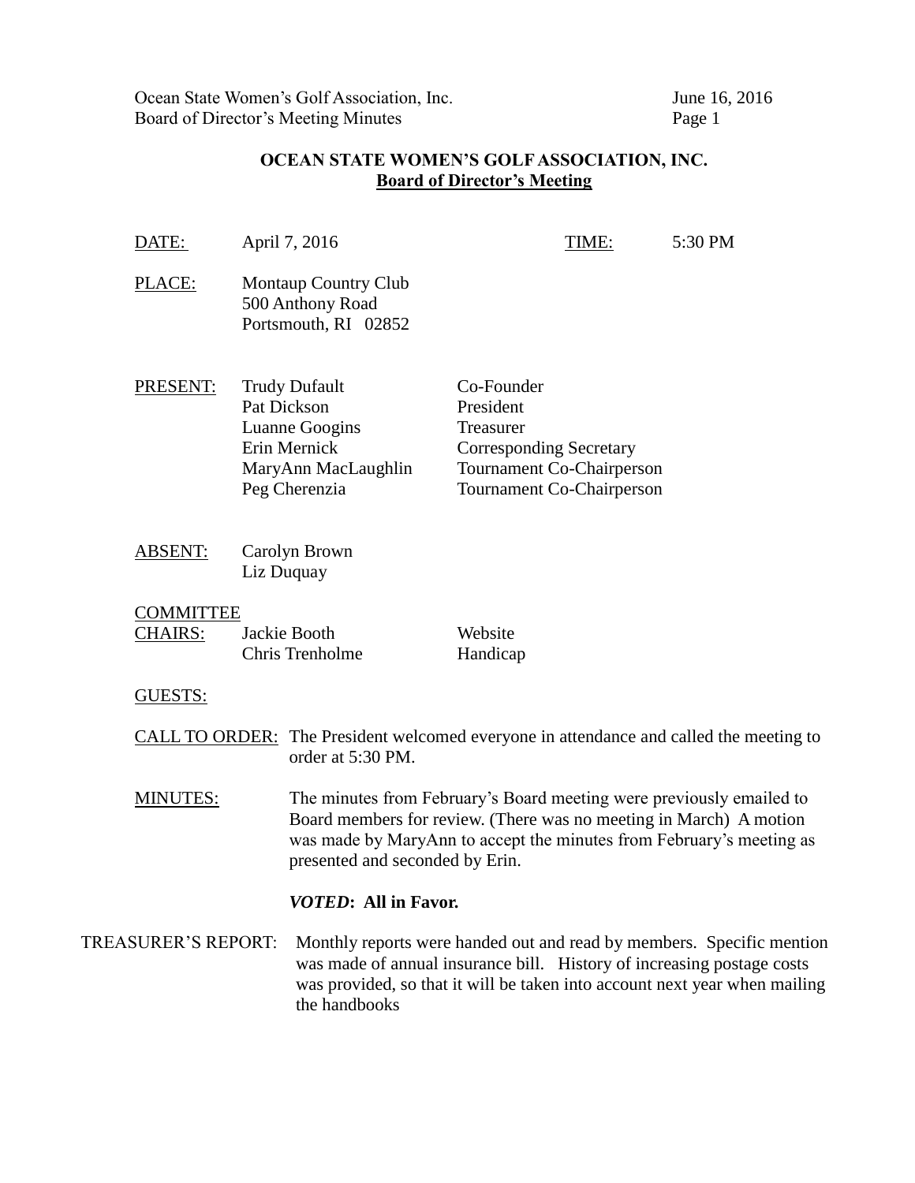## OCEAN STATE WOMEN'S GOLF ASSOCIATION, INC.
### Board of Director's Meeting

DATE: April 7, 2016 TIME: 5:30 PM

PLACE: Montaup Country Club
500 Anthony Road
Portsmouth, RI 02852

PRESENT:

| Name | Position |
|---|---|
| Trudy Dufault | Co-Founder |
| Pat Dickson | President |
| Luanne Googins | Treasurer |
| Erin Mernick | Corresponding Secretary |
| MaryAnn MacLaughlin | Tournament Co-Chairperson |
| Peg Cherenzia | Tournament Co-Chairperson |

ABSENT: Carolyn Brown
Liz Duquay

COMMITTEE CHAIRS:

| Name | Committee |
|---|---|
| Jackie Booth | Website |
| Chris Trenholme | Handicap |

GUESTS:

CALL TO ORDER: The President welcomed everyone in attendance and called the meeting to order at 5:30 PM.

MINUTES: The minutes from February's Board meeting were previously emailed to Board members for review. (There was no meeting in March) A motion was made by MaryAnn to accept the minutes from February's meeting as presented and seconded by Erin.

***VOTED*: All in Favor.**

TREASURER'S REPORT: Monthly reports were handed out and read by members. Specific mention was made of annual insurance bill. History of increasing postage costs was provided, so that it will be taken into account next year when mailing the handbooks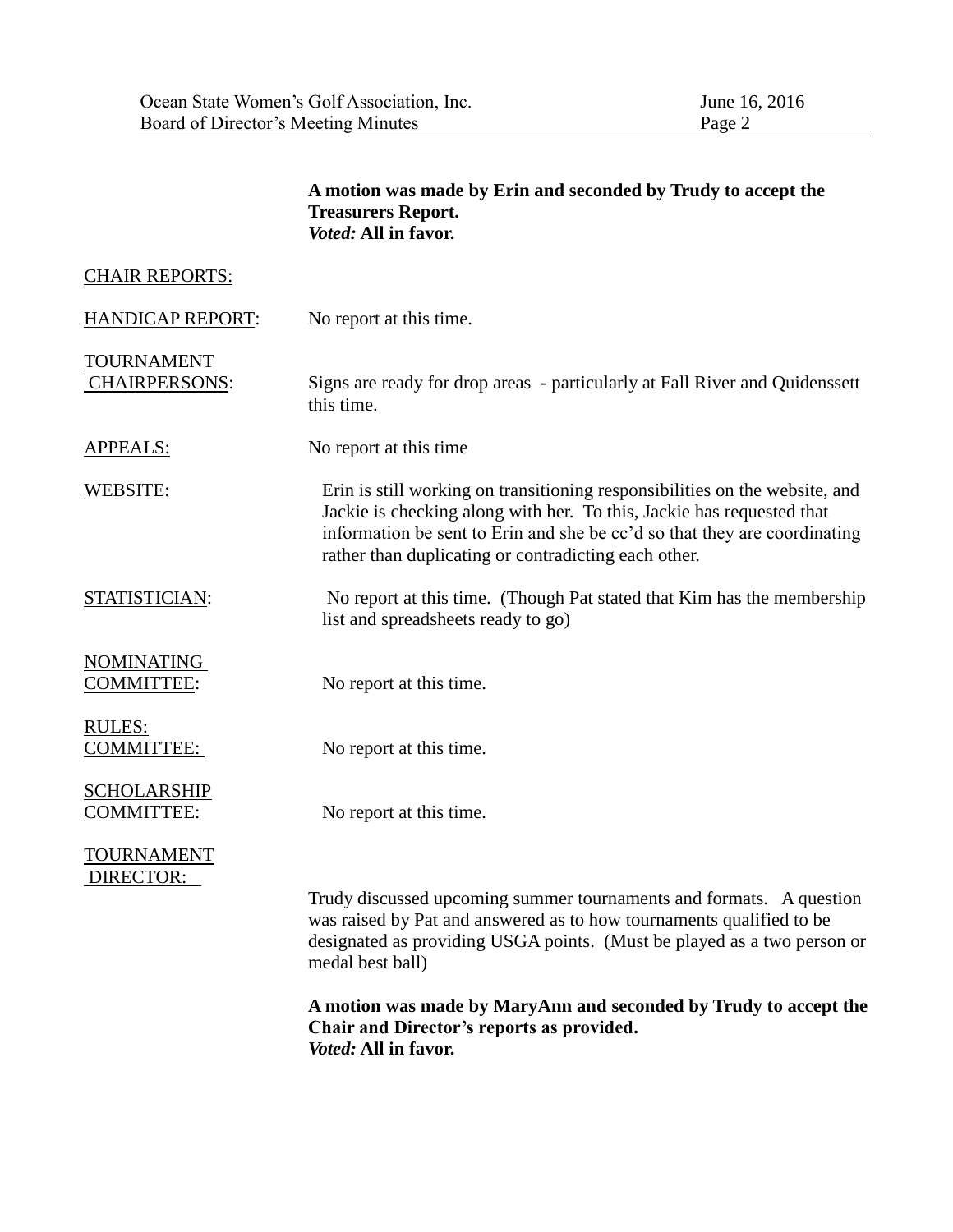**A motion was made by Erin and seconded by Trudy to accept the Treasurers Report.**
***Voted:* All in favor.**

CHAIR REPORTS:

HANDICAP REPORT: No report at this time.

TOURNAMENT CHAIRPERSONS: Signs are ready for drop areas - particularly at Fall River and Quidenssett this time.

APPEALS: No report at this time

WEBSITE: Erin is still working on transitioning responsibilities on the website, and Jackie is checking along with her. To this, Jackie has requested that information be sent to Erin and she be cc'd so that they are coordinating rather than duplicating or contradicting each other.

STATISTICIAN: No report at this time. (Though Pat stated that Kim has the membership list and spreadsheets ready to go)

NOMINATING COMMITTEE: No report at this time.

RULES: COMMITTEE: No report at this time.

SCHOLARSHIP COMMITTEE: No report at this time.

TOURNAMENT DIRECTOR:

Trudy discussed upcoming summer tournaments and formats. A question was raised by Pat and answered as to how tournaments qualified to be designated as providing USGA points. (Must be played as a two person or medal best ball)

**A motion was made by MaryAnn and seconded by Trudy to accept the Chair and Director's reports as provided.**
***Voted:* All in favor.**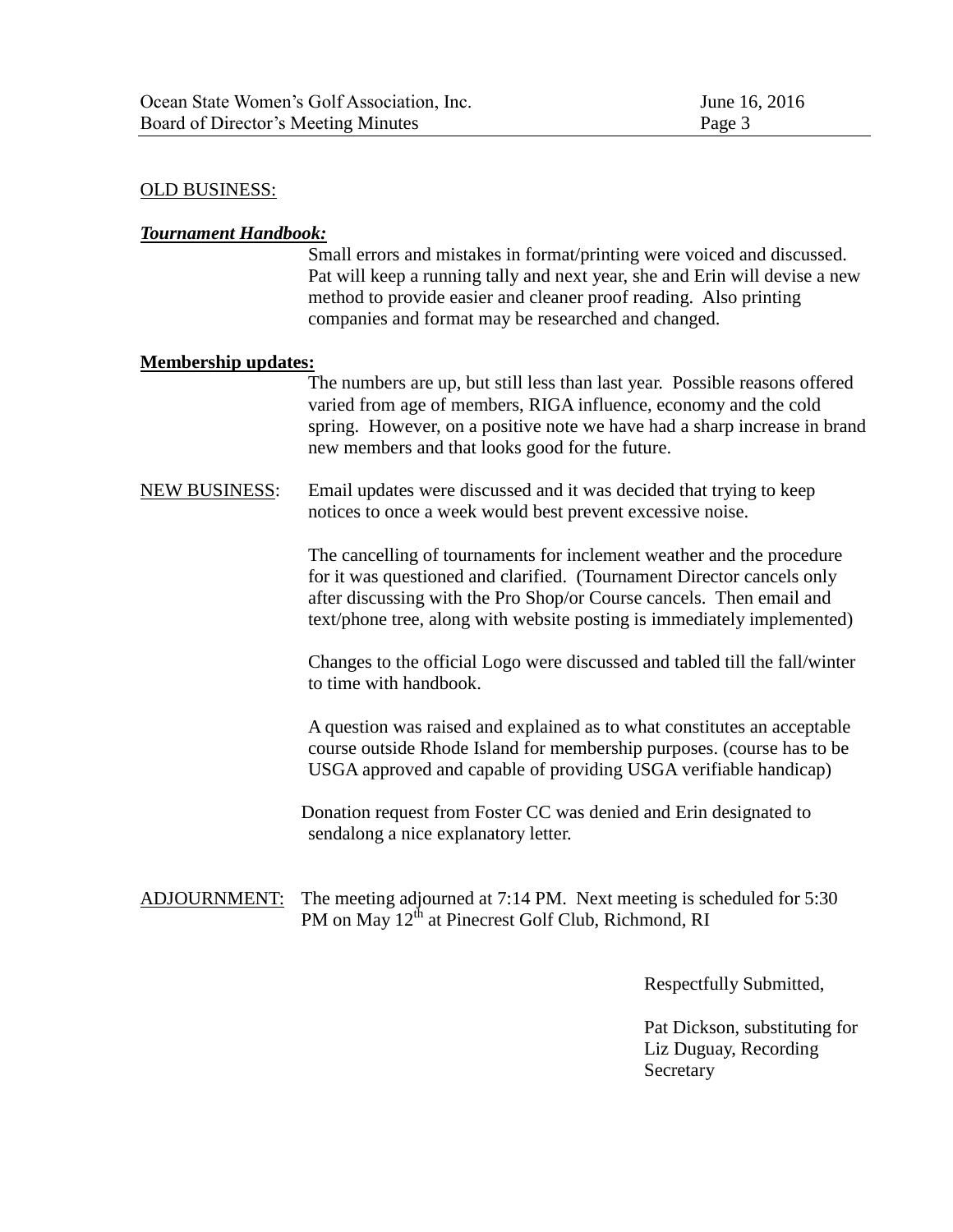OLD BUSINESS:

***Tournament Handbook:***

Small errors and mistakes in format/printing were voiced and discussed. Pat will keep a running tally and next year, she and Erin will devise a new method to provide easier and cleaner proof reading. Also printing companies and format may be researched and changed.

**Membership updates:**

The numbers are up, but still less than last year. Possible reasons offered varied from age of members, RIGA influence, economy and the cold spring. However, on a positive note we have had a sharp increase in brand new members and that looks good for the future.

NEW BUSINESS: Email updates were discussed and it was decided that trying to keep notices to once a week would best prevent excessive noise.

The cancelling of tournaments for inclement weather and the procedure for it was questioned and clarified. (Tournament Director cancels only after discussing with the Pro Shop/or Course cancels. Then email and text/phone tree, along with website posting is immediately implemented)

Changes to the official Logo were discussed and tabled till the fall/winter to time with handbook.

A question was raised and explained as to what constitutes an acceptable course outside Rhode Island for membership purposes. (course has to be USGA approved and capable of providing USGA verifiable handicap)

Donation request from Foster CC was denied and Erin designated to sendalong a nice explanatory letter.

ADJOURNMENT: The meeting adjourned at 7:14 PM. Next meeting is scheduled for 5:30 PM on May 12th at Pinecrest Golf Club, Richmond, RI

Respectfully Submitted,

Pat Dickson, substituting for Liz Duguay, Recording Secretary